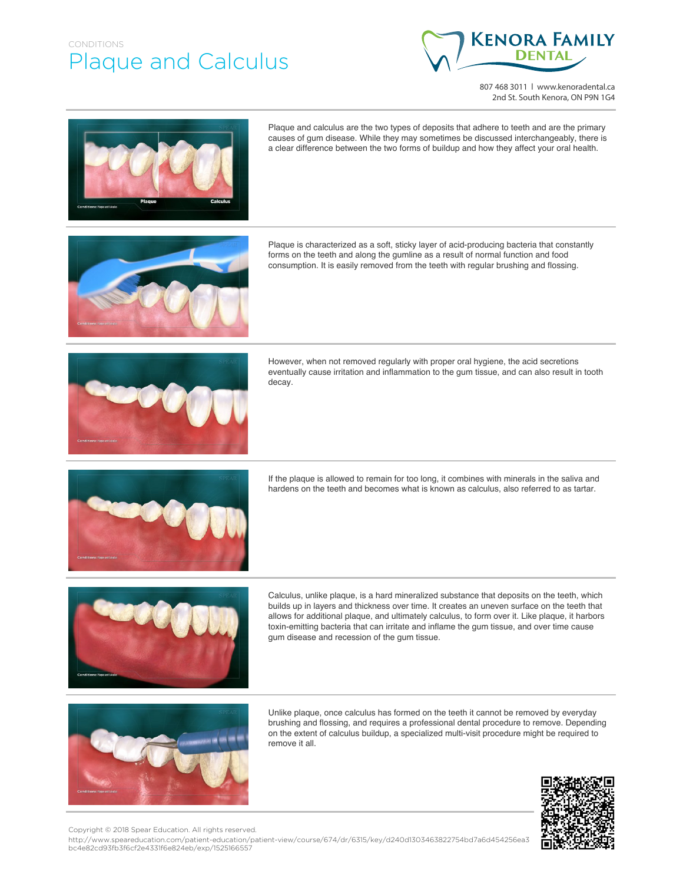CONDITIONS

# Plaque and Calculus

Kenora Family Dental

807 468 3011 | www.kenoradental.ca
2nd St. South Kenora, ON P9N 1G4

Plaque and calculus are the two types of deposits that adhere to teeth and are the primary causes of gum disease. While they may sometimes be discussed interchangeably, there is a clear difference between the two forms of buildup and how they affect your oral health.

Plaque is characterized as a soft, sticky layer of acid-producing bacteria that constantly forms on the teeth and along the gumline as a result of normal function and food consumption. It is easily removed from the teeth with regular brushing and flossing.

However, when not removed regularly with proper oral hygiene, the acid secretions eventually cause irritation and inflammation to the gum tissue, and can also result in tooth decay.

If the plaque is allowed to remain for too long, it combines with minerals in the saliva and hardens on the teeth and becomes what is known as calculus, also referred to as tartar.

Calculus, unlike plaque, is a hard mineralized substance that deposits on the teeth, which builds up in layers and thickness over time. It creates an uneven surface on the teeth that allows for additional plaque, and ultimately calculus, to form over it. Like plaque, it harbors toxin-emitting bacteria that can irritate and inflame the gum tissue, and over time cause gum disease and recession of the gum tissue.

Unlike plaque, once calculus has formed on the teeth it cannot be removed by everyday brushing and flossing, and requires a professional dental procedure to remove. Depending on the extent of calculus buildup, a specialized multi-visit procedure might be required to remove it all.

Copyright © 2018 Spear Education. All rights reserved.
http://www.speareducation.com/patient-education/patient-view/course/674/dr/6315/key/d240d1303463822754bd7a6d454256ea3bc4e82cd93fb3f6cf2e4331f6e824eb/exp/1525166557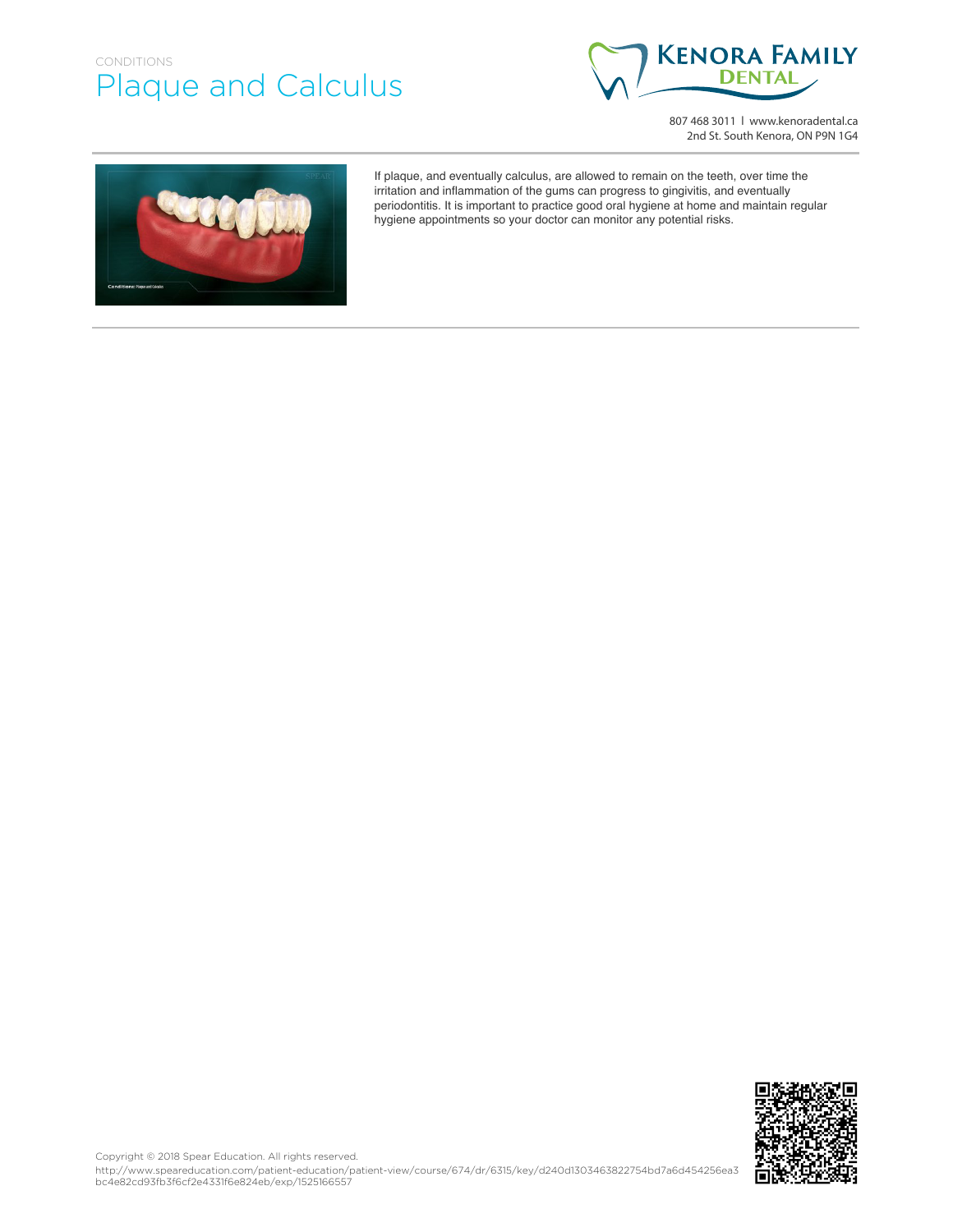CONDITIONS

# Plaque and Calculus

807 468 3011 | www.kenoradental.ca
2nd St. South Kenora, ON P9N 1G4

If plaque, and eventually calculus, are allowed to remain on the teeth, over time the irritation and inflammation of the gums can progress to gingivitis, and eventually periodontitis. It is important to practice good oral hygiene at home and maintain regular hygiene appointments so your doctor can monitor any potential risks.

Copyright © 2018 Spear Education. All rights reserved.
http://www.speareducation.com/patient-education/patient-view/course/674/dr/6315/key/d240d1303463822754bd7a6d454256ea3bc4e82cd93fb3f6cf2e4331f6e824eb/exp/1525166557